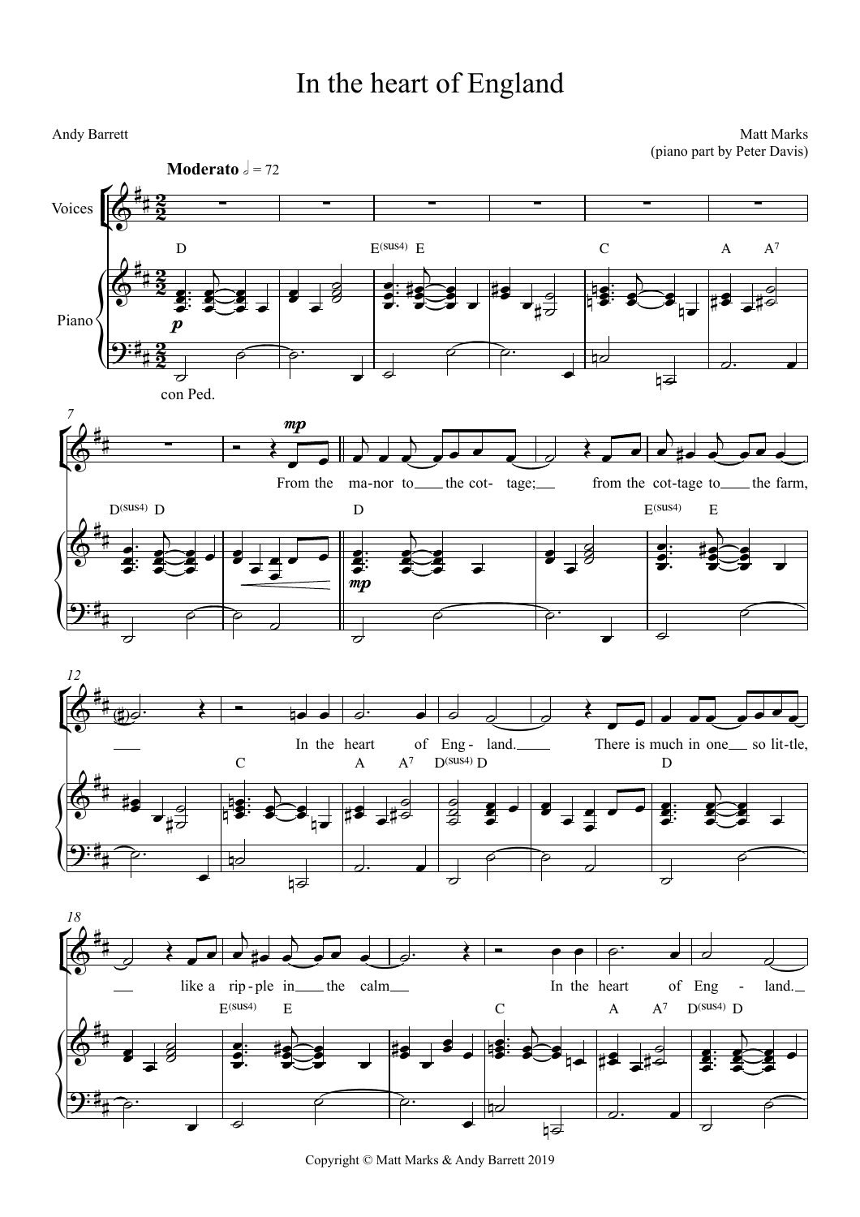# In the heart of England

Andy Barrett

Matt Marks
(piano part by Peter Davis)

**Moderato** 𝅗𝅥 = 72

From the ma-nor to the cot- tage; from the cot-tage to the farm, In the heart of Eng- land. There is much in one so lit-tle, like a rip-ple in the calm In the heart of Eng - land.

Copyright © Matt Marks & Andy Barrett 2019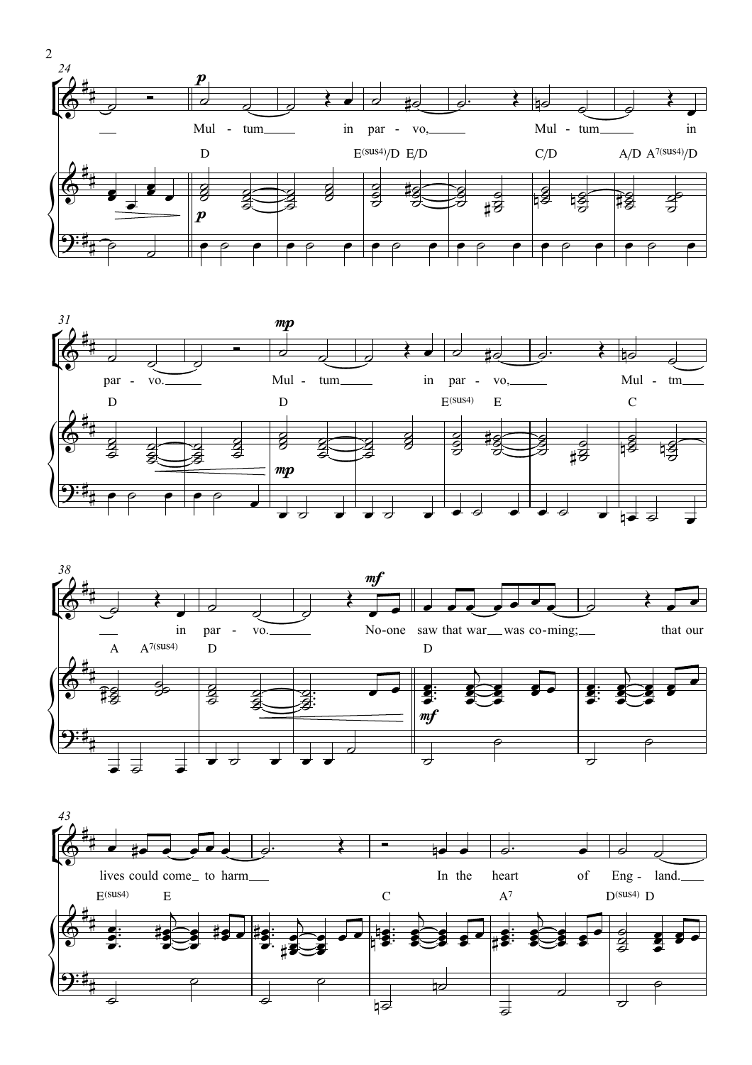Mul - tum in par - vo, Mul - tum in par - vo.

Mul - tum in par - vo, Mul - tm in par - vo.

No-one saw that war was co-ming; that our lives could come to harm

In the heart of Eng - land.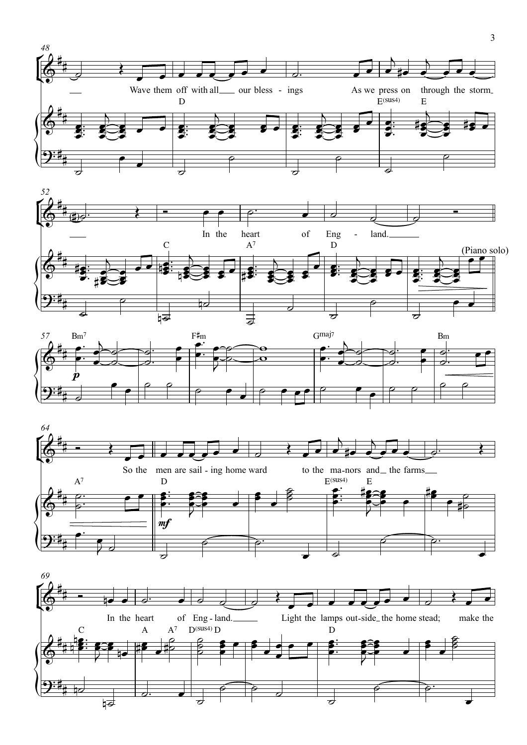Wave them off with all our bless - ings
As we press on through the storm
In the heart of Eng - land.

(Piano solo)

So the men are sail - ing home ward to the ma - nors and the farms
In the heart of Eng - land.
Light the lamps out - side the home stead; make the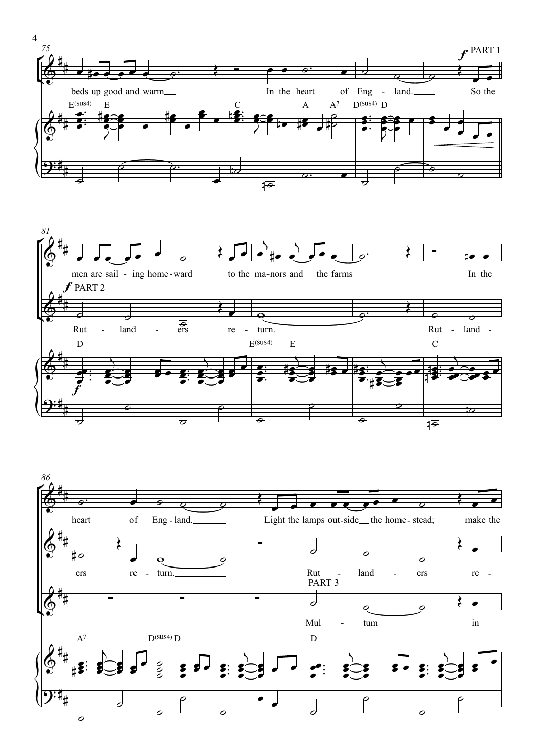75

**PART 1** *f*

beds up good and warm In the heart of Eng - land. So the

E(sus4) E C A A7 D(sus4) D

81

men are sail - ing home - ward to the ma - nors and the farms In the

*f* **PART 2**

Rut - land - ers re - turn. Rut - land -

D E(sus4) E C

*f*

86

heart of Eng - land. Light the lamps out - side the home - stead; make the

ers re - turn. Rut - land - ers re -

**PART 3**

Mul - tum in

A7 D(sus4) D D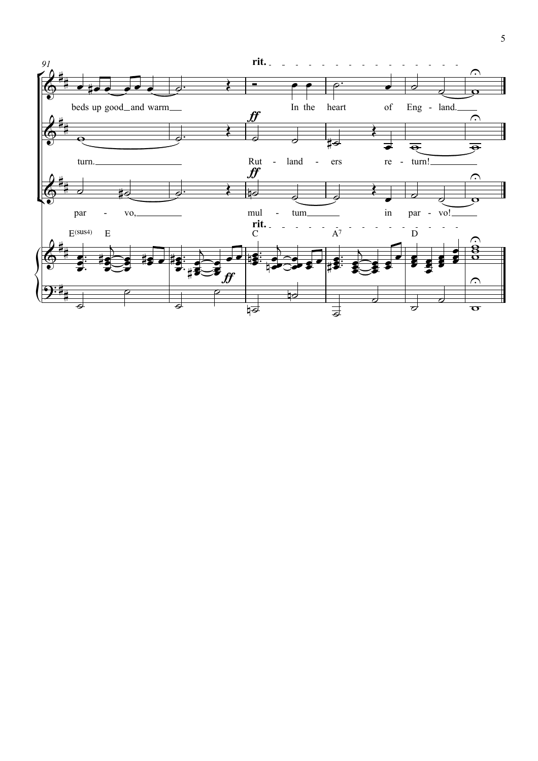91

rit.

beds up good and warm In the heart of Eng - land.

*ff*

turn. Rut - land - ers re - turn!

*ff*

par - vo, mul - tum in par - vo!

rit.

E(sus4) E C A7 D

*ff*